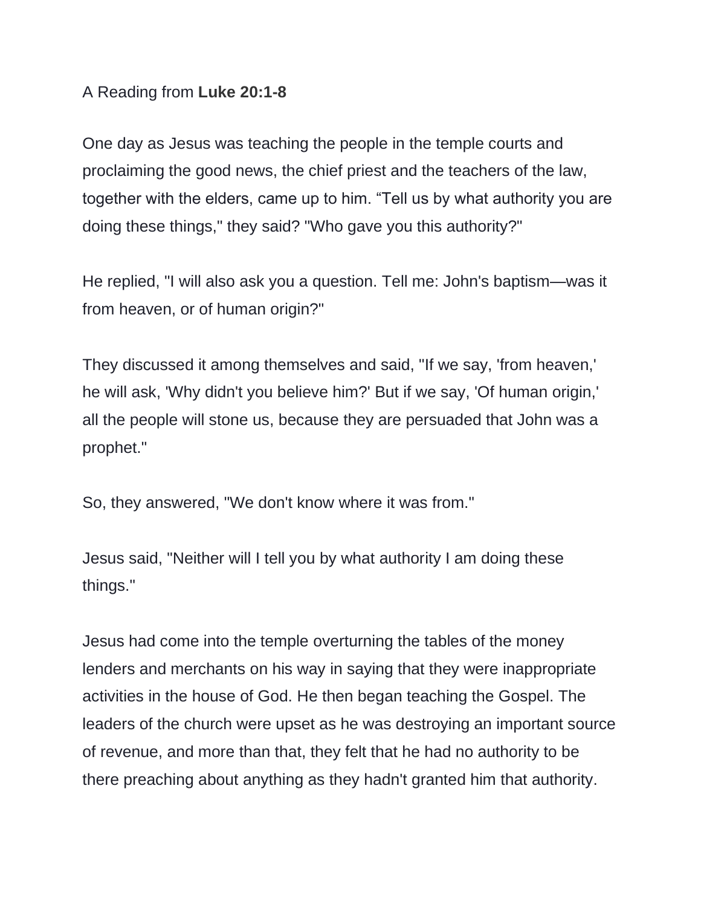A Reading from **Luke 20:1-8**

One day as Jesus was teaching the people in the temple courts and proclaiming the good news, the chief priest and the teachers of the law, together with the elders, came up to him. “Tell us by what authority you are doing these things," they said? "Who gave you this authority?"

He replied, "I will also ask you a question. Tell me: John's baptism—was it from heaven, or of human origin?"

They discussed it among themselves and said, "If we say, 'from heaven,' he will ask, 'Why didn't you believe him?' But if we say, 'Of human origin,' all the people will stone us, because they are persuaded that John was a prophet."

So, they answered, "We don't know where it was from."

Jesus said, "Neither will I tell you by what authority I am doing these things."

Jesus had come into the temple overturning the tables of the money lenders and merchants on his way in saying that they were inappropriate activities in the house of God. He then began teaching the Gospel. The leaders of the church were upset as he was destroying an important source of revenue, and more than that, they felt that he had no authority to be there preaching about anything as they hadn't granted him that authority.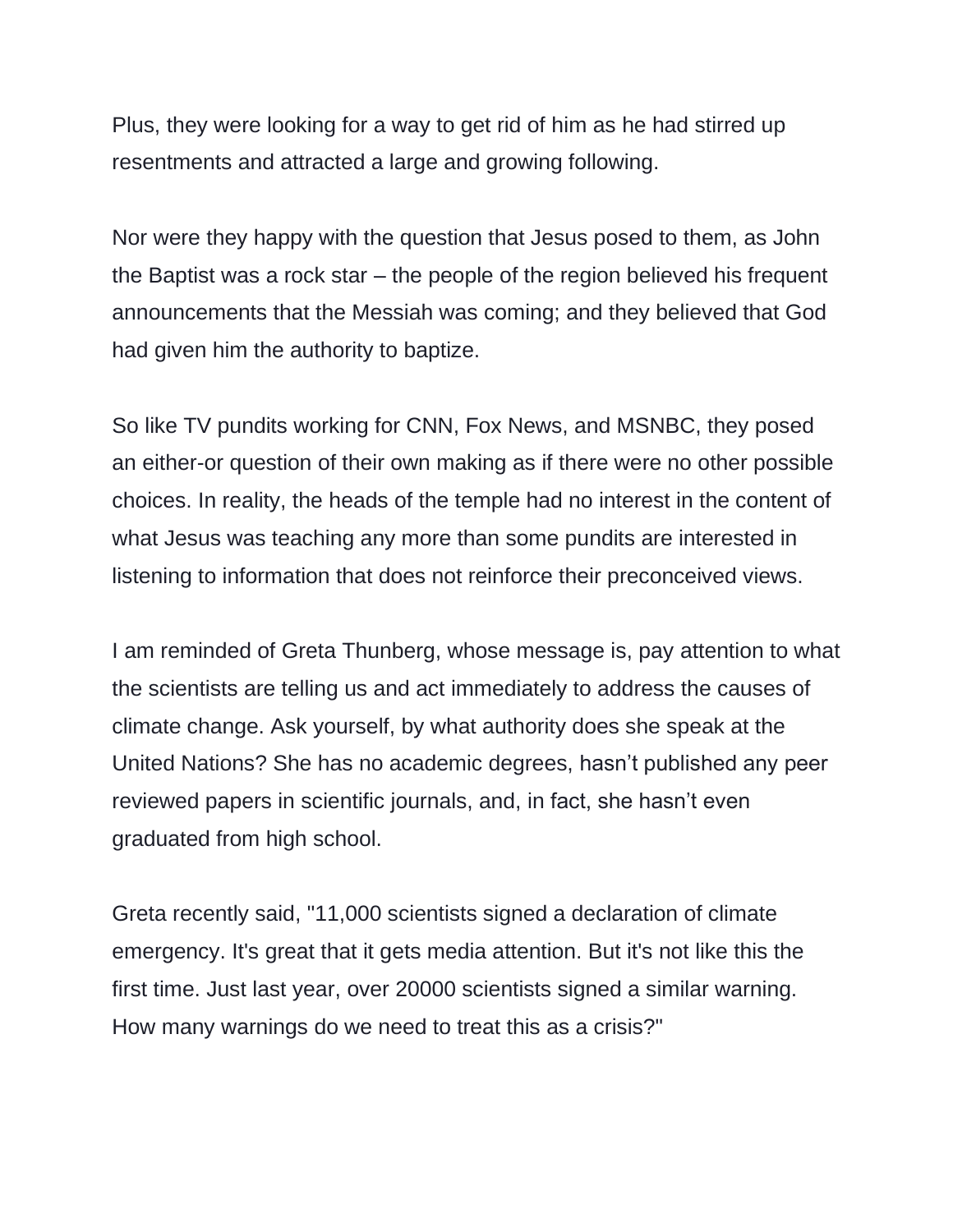Plus, they were looking for a way to get rid of him as he had stirred up resentments and attracted a large and growing following.

Nor were they happy with the question that Jesus posed to them, as John the Baptist was a rock star – the people of the region believed his frequent announcements that the Messiah was coming; and they believed that God had given him the authority to baptize.

So like TV pundits working for CNN, Fox News, and MSNBC, they posed an either-or question of their own making as if there were no other possible choices. In reality, the heads of the temple had no interest in the content of what Jesus was teaching any more than some pundits are interested in listening to information that does not reinforce their preconceived views.

I am reminded of Greta Thunberg, whose message is, pay attention to what the scientists are telling us and act immediately to address the causes of climate change. Ask yourself, by what authority does she speak at the United Nations? She has no academic degrees, hasn't published any peer reviewed papers in scientific journals, and, in fact, she hasn't even graduated from high school.

Greta recently said, "11,000 scientists signed a declaration of climate emergency. It's great that it gets media attention. But it's not like this the first time. Just last year, over 20000 scientists signed a similar warning. How many warnings do we need to treat this as a crisis?"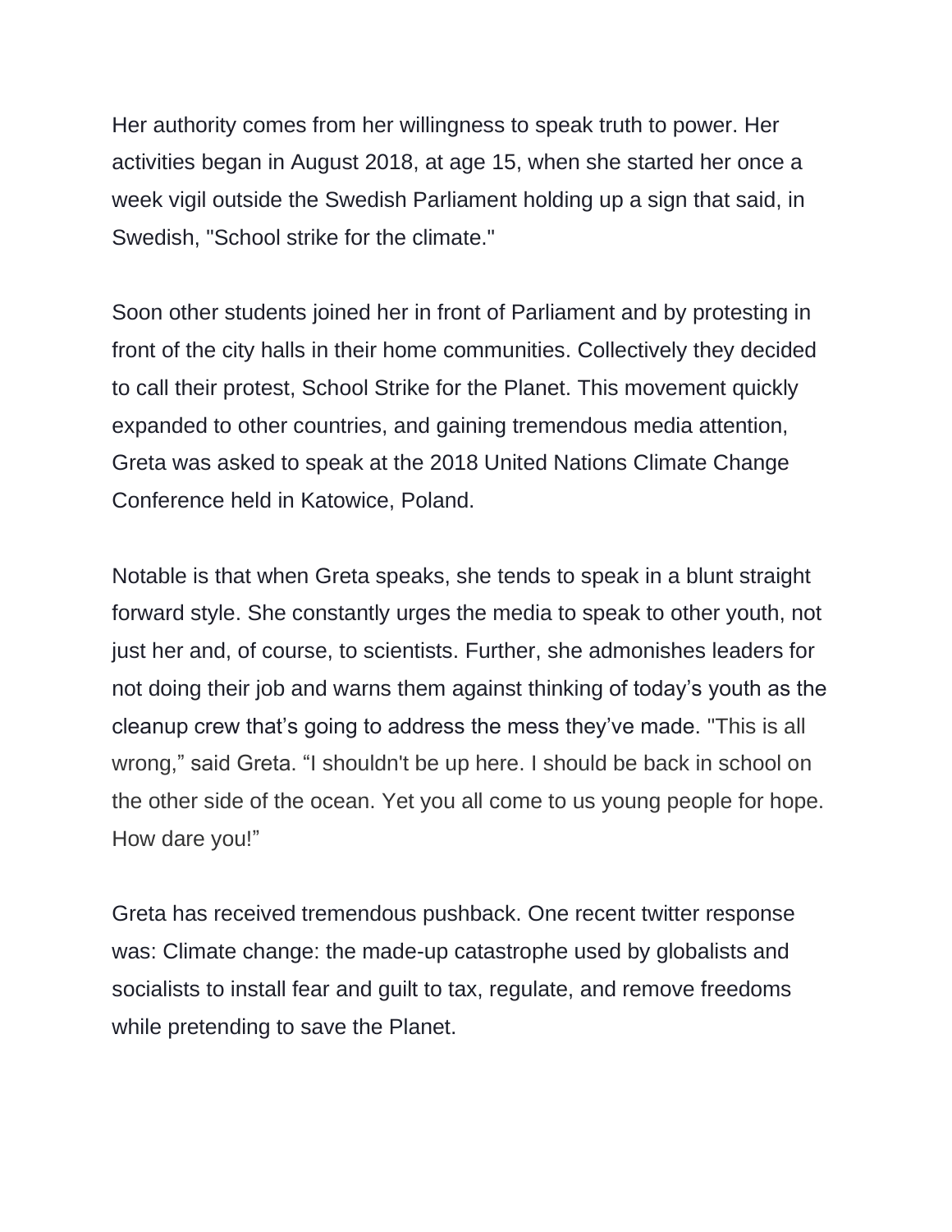Her authority comes from her willingness to speak truth to power. Her activities began in August 2018, at age 15, when she started her once a week vigil outside the Swedish Parliament holding up a sign that said, in Swedish, "School strike for the climate."

Soon other students joined her in front of Parliament and by protesting in front of the city halls in their home communities. Collectively they decided to call their protest, School Strike for the Planet. This movement quickly expanded to other countries, and gaining tremendous media attention, Greta was asked to speak at the 2018 United Nations Climate Change Conference held in Katowice, Poland.

Notable is that when Greta speaks, she tends to speak in a blunt straight forward style. She constantly urges the media to speak to other youth, not just her and, of course, to scientists. Further, she admonishes leaders for not doing their job and warns them against thinking of today's youth as the cleanup crew that's going to address the mess they've made. "This is all wrong," said Greta. "I shouldn't be up here. I should be back in school on the other side of the ocean. Yet you all come to us young people for hope. How dare you!"

Greta has received tremendous pushback. One recent twitter response was: Climate change: the made-up catastrophe used by globalists and socialists to install fear and guilt to tax, regulate, and remove freedoms while pretending to save the Planet.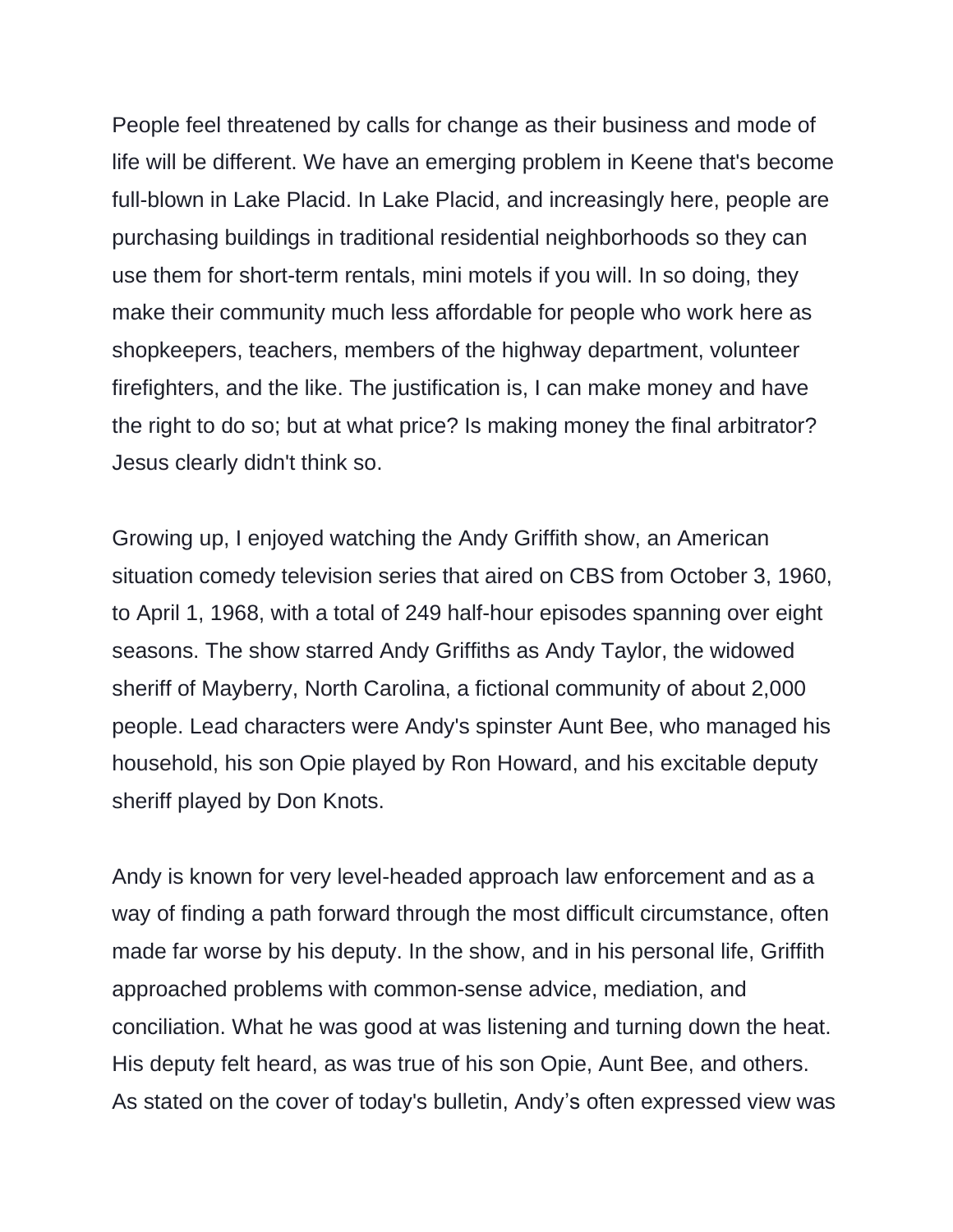People feel threatened by calls for change as their business and mode of life will be different. We have an emerging problem in Keene that's become full-blown in Lake Placid. In Lake Placid, and increasingly here, people are purchasing buildings in traditional residential neighborhoods so they can use them for short-term rentals, mini motels if you will. In so doing, they make their community much less affordable for people who work here as shopkeepers, teachers, members of the highway department, volunteer firefighters, and the like. The justification is, I can make money and have the right to do so; but at what price? Is making money the final arbitrator? Jesus clearly didn't think so.

Growing up, I enjoyed watching the Andy Griffith show, an American situation comedy television series that aired on CBS from October 3, 1960, to April 1, 1968, with a total of 249 half-hour episodes spanning over eight seasons. The show starred Andy Griffiths as Andy Taylor, the widowed sheriff of Mayberry, North Carolina, a fictional community of about 2,000 people. Lead characters were Andy's spinster Aunt Bee, who managed his household, his son Opie played by Ron Howard, and his excitable deputy sheriff played by Don Knots.

Andy is known for very level-headed approach law enforcement and as a way of finding a path forward through the most difficult circumstance, often made far worse by his deputy. In the show, and in his personal life, Griffith approached problems with common-sense advice, mediation, and conciliation. What he was good at was listening and turning down the heat. His deputy felt heard, as was true of his son Opie, Aunt Bee, and others. As stated on the cover of today's bulletin, Andy’s often expressed view was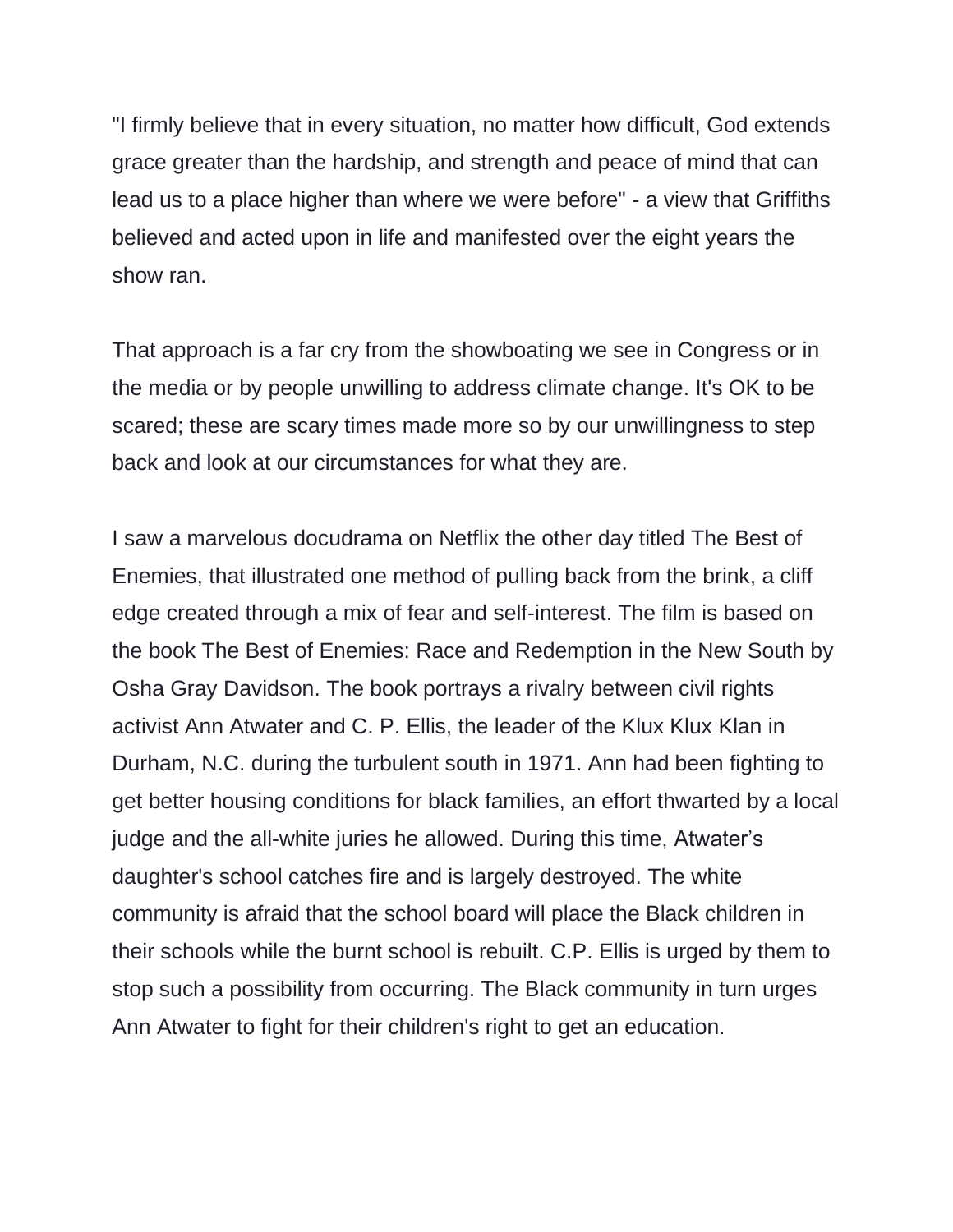"I firmly believe that in every situation, no matter how difficult, God extends grace greater than the hardship, and strength and peace of mind that can lead us to a place higher than where we were before" - a view that Griffiths believed and acted upon in life and manifested over the eight years the show ran.

That approach is a far cry from the showboating we see in Congress or in the media or by people unwilling to address climate change. It's OK to be scared; these are scary times made more so by our unwillingness to step back and look at our circumstances for what they are.

I saw a marvelous docudrama on Netflix the other day titled The Best of Enemies, that illustrated one method of pulling back from the brink, a cliff edge created through a mix of fear and self-interest. The film is based on the book The Best of Enemies: Race and Redemption in the New South by Osha Gray Davidson. The book portrays a rivalry between civil rights activist Ann Atwater and C. P. Ellis, the leader of the Klux Klux Klan in Durham, N.C. during the turbulent south in 1971. Ann had been fighting to get better housing conditions for black families, an effort thwarted by a local judge and the all-white juries he allowed. During this time, Atwater's daughter's school catches fire and is largely destroyed. The white community is afraid that the school board will place the Black children in their schools while the burnt school is rebuilt. C.P. Ellis is urged by them to stop such a possibility from occurring. The Black community in turn urges Ann Atwater to fight for their children's right to get an education.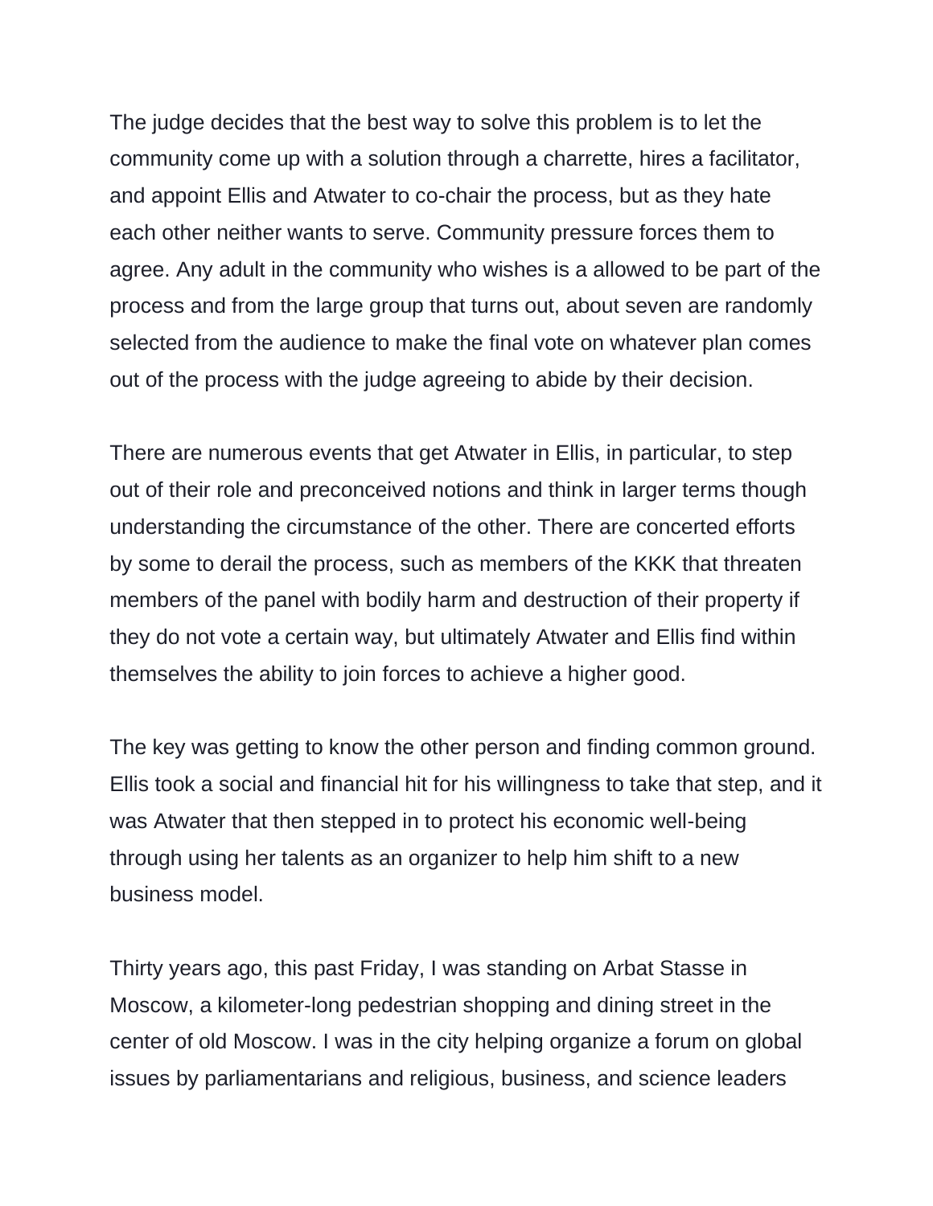The judge decides that the best way to solve this problem is to let the community come up with a solution through a charrette, hires a facilitator, and appoint Ellis and Atwater to co-chair the process, but as they hate each other neither wants to serve. Community pressure forces them to agree. Any adult in the community who wishes is a allowed to be part of the process and from the large group that turns out, about seven are randomly selected from the audience to make the final vote on whatever plan comes out of the process with the judge agreeing to abide by their decision.

There are numerous events that get Atwater in Ellis, in particular, to step out of their role and preconceived notions and think in larger terms though understanding the circumstance of the other. There are concerted efforts by some to derail the process, such as members of the KKK that threaten members of the panel with bodily harm and destruction of their property if they do not vote a certain way, but ultimately Atwater and Ellis find within themselves the ability to join forces to achieve a higher good.

The key was getting to know the other person and finding common ground. Ellis took a social and financial hit for his willingness to take that step, and it was Atwater that then stepped in to protect his economic well-being through using her talents as an organizer to help him shift to a new business model.

Thirty years ago, this past Friday, I was standing on Arbat Stasse in Moscow, a kilometer-long pedestrian shopping and dining street in the center of old Moscow. I was in the city helping organize a forum on global issues by parliamentarians and religious, business, and science leaders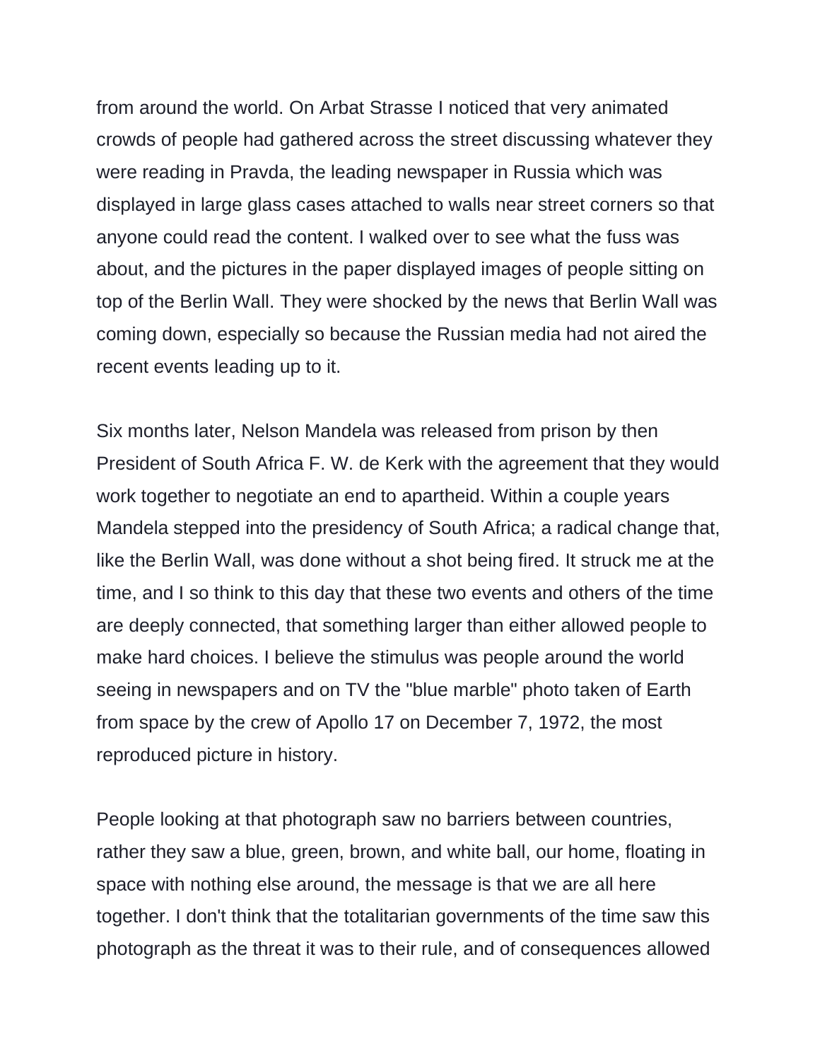from around the world. On Arbat Strasse I noticed that very animated crowds of people had gathered across the street discussing whatever they were reading in Pravda, the leading newspaper in Russia which was displayed in large glass cases attached to walls near street corners so that anyone could read the content. I walked over to see what the fuss was about, and the pictures in the paper displayed images of people sitting on top of the Berlin Wall. They were shocked by the news that Berlin Wall was coming down, especially so because the Russian media had not aired the recent events leading up to it.

Six months later, Nelson Mandela was released from prison by then President of South Africa F. W. de Kerk with the agreement that they would work together to negotiate an end to apartheid. Within a couple years Mandela stepped into the presidency of South Africa; a radical change that, like the Berlin Wall, was done without a shot being fired. It struck me at the time, and I so think to this day that these two events and others of the time are deeply connected, that something larger than either allowed people to make hard choices. I believe the stimulus was people around the world seeing in newspapers and on TV the "blue marble" photo taken of Earth from space by the crew of Apollo 17 on December 7, 1972, the most reproduced picture in history.

People looking at that photograph saw no barriers between countries, rather they saw a blue, green, brown, and white ball, our home, floating in space with nothing else around, the message is that we are all here together. I don't think that the totalitarian governments of the time saw this photograph as the threat it was to their rule, and of consequences allowed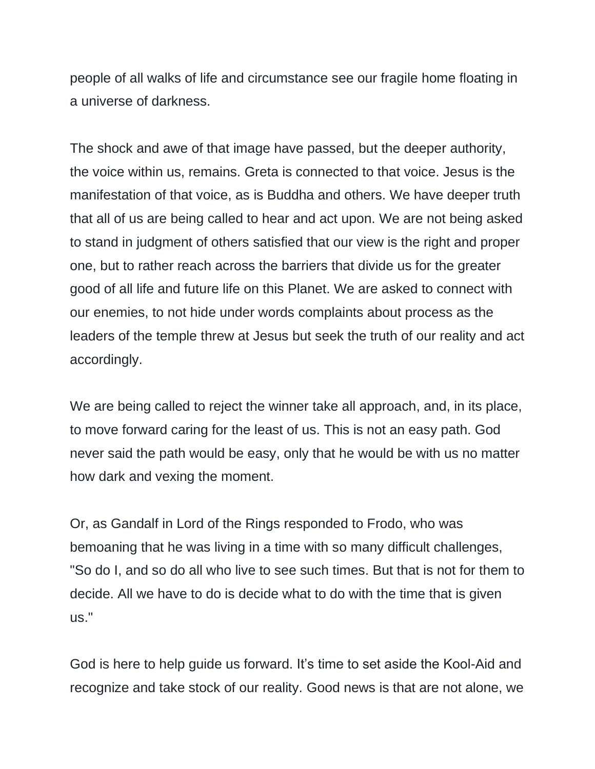people of all walks of life and circumstance see our fragile home floating in a universe of darkness.

The shock and awe of that image have passed, but the deeper authority, the voice within us, remains. Greta is connected to that voice. Jesus is the manifestation of that voice, as is Buddha and others. We have deeper truth that all of us are being called to hear and act upon. We are not being asked to stand in judgment of others satisfied that our view is the right and proper one, but to rather reach across the barriers that divide us for the greater good of all life and future life on this Planet. We are asked to connect with our enemies, to not hide under words complaints about process as the leaders of the temple threw at Jesus but seek the truth of our reality and act accordingly.

We are being called to reject the winner take all approach, and, in its place, to move forward caring for the least of us. This is not an easy path. God never said the path would be easy, only that he would be with us no matter how dark and vexing the moment.

Or, as Gandalf in Lord of the Rings responded to Frodo, who was bemoaning that he was living in a time with so many difficult challenges, "So do I, and so do all who live to see such times. But that is not for them to decide. All we have to do is decide what to do with the time that is given us."

God is here to help guide us forward. It's time to set aside the Kool-Aid and recognize and take stock of our reality. Good news is that are not alone, we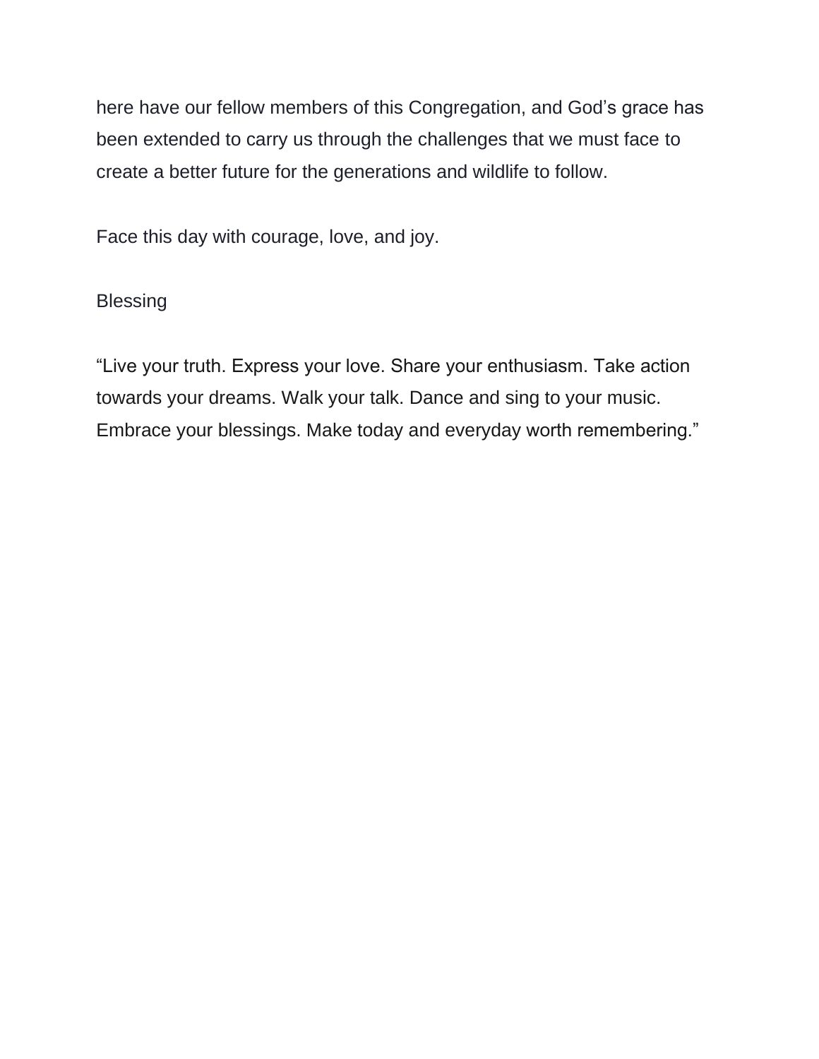here have our fellow members of this Congregation, and God's grace has been extended to carry us through the challenges that we must face to create a better future for the generations and wildlife to follow.

Face this day with courage, love, and joy.

Blessing

"Live your truth. Express your love. Share your enthusiasm. Take action towards your dreams. Walk your talk. Dance and sing to your music. Embrace your blessings. Make today and everyday worth remembering."